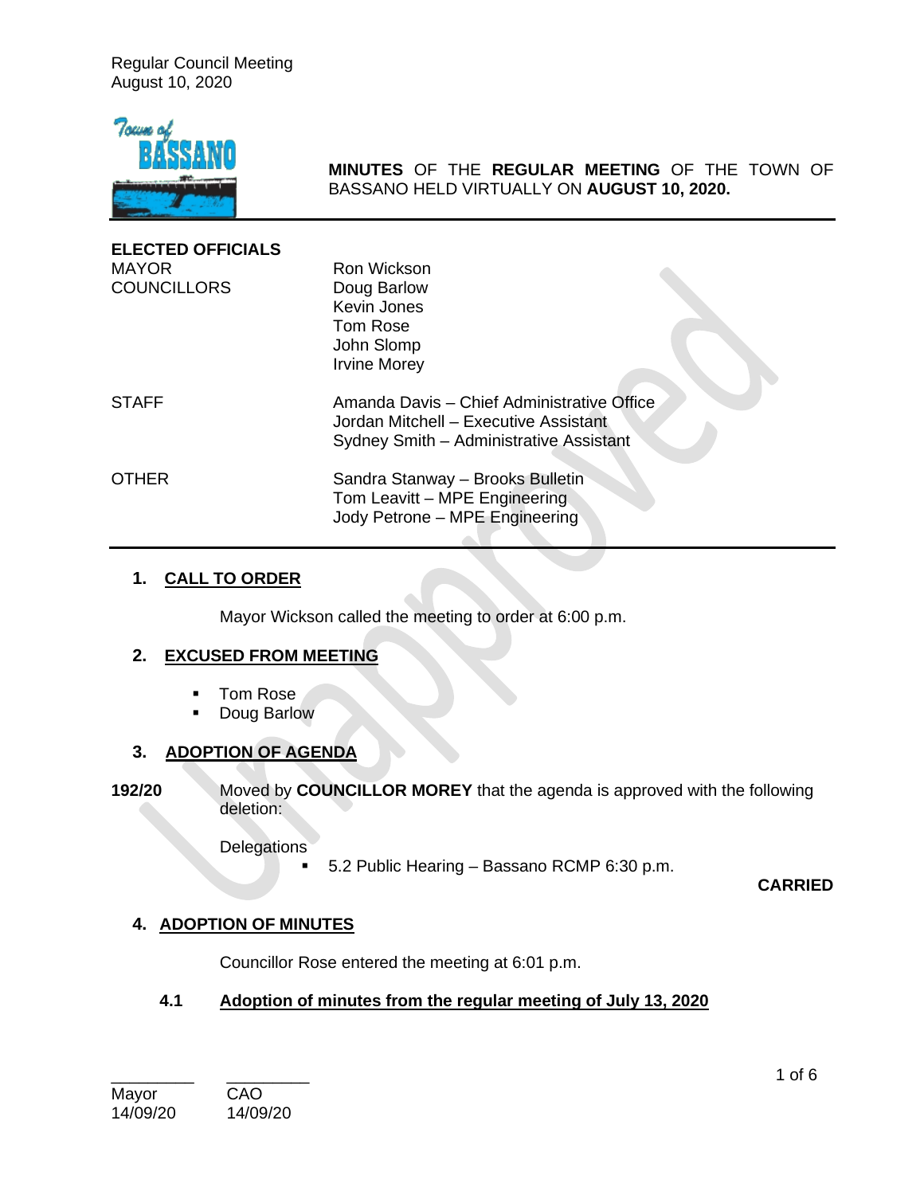Regular Council Meeting
August 10, 2020

**MINUTES** OF THE **REGULAR MEETING** OF THE TOWN OF BASSANO HELD VIRTUALLY ON **AUGUST 10, 2020.**

**ELECTED OFFICIALS**

| | |
|---|---|
| MAYOR | Ron Wickson |
| COUNCILLORS | Doug Barlow |
| | Kevin Jones |
| | Tom Rose |
| | John Slomp |
| | Irvine Morey |
| STAFF | Amanda Davis – Chief Administrative Office |
| | Jordan Mitchell – Executive Assistant |
| | Sydney Smith – Administrative Assistant |
| OTHER | Sandra Stanway – Brooks Bulletin |
| | Tom Leavitt – MPE Engineering |
| | Jody Petrone – MPE Engineering |

## 1. CALL TO ORDER

Mayor Wickson called the meeting to order at 6:00 p.m.

## 2. EXCUSED FROM MEETING

- Tom Rose
- Doug Barlow

## 3. ADOPTION OF AGENDA

**192/20** Moved by **COUNCILLOR MOREY** that the agenda is approved with the following deletion:

Delegations

- 5.2 Public Hearing – Bassano RCMP 6:30 p.m.

**CARRIED**

## 4. ADOPTION OF MINUTES

Councillor Rose entered the meeting at 6:01 p.m.

### 4.1 Adoption of minutes from the regular meeting of July 13, 2020

\_\_\_\_\_\_\_\_\_ Mayor 14/09/20 \_\_\_\_\_\_\_\_\_ CAO 14/09/20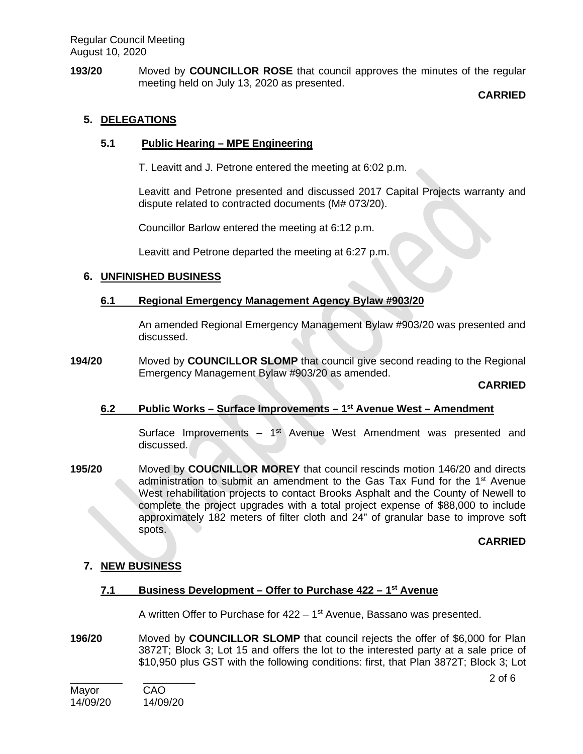**193/20** Moved by **COUNCILLOR ROSE** that council approves the minutes of the regular meeting held on July 13, 2020 as presented.

**CARRIED**

## 5. DELEGATIONS

### 5.1 Public Hearing – MPE Engineering

T. Leavitt and J. Petrone entered the meeting at 6:02 p.m.

Leavitt and Petrone presented and discussed 2017 Capital Projects warranty and dispute related to contracted documents (M# 073/20).

Councillor Barlow entered the meeting at 6:12 p.m.

Leavitt and Petrone departed the meeting at 6:27 p.m.

## 6. UNFINISHED BUSINESS

### 6.1 Regional Emergency Management Agency Bylaw #903/20

An amended Regional Emergency Management Bylaw #903/20 was presented and discussed.

**194/20** Moved by **COUNCILLOR SLOMP** that council give second reading to the Regional Emergency Management Bylaw #903/20 as amended.

**CARRIED**

### 6.2 Public Works – Surface Improvements – 1st Avenue West – Amendment

Surface Improvements – 1st Avenue West Amendment was presented and discussed.

**195/20** Moved by **COUCNILLOR MOREY** that council rescinds motion 146/20 and directs administration to submit an amendment to the Gas Tax Fund for the 1st Avenue West rehabilitation projects to contact Brooks Asphalt and the County of Newell to complete the project upgrades with a total project expense of $88,000 to include approximately 182 meters of filter cloth and 24" of granular base to improve soft spots.

**CARRIED**

## 7. NEW BUSINESS

### 7.1 Business Development – Offer to Purchase 422 – 1st Avenue

A written Offer to Purchase for 422 – 1st Avenue, Bassano was presented.

**196/20** Moved by **COUNCILLOR SLOMP** that council rejects the offer of $6,000 for Plan 3872T; Block 3; Lot 15 and offers the lot to the interested party at a sale price of $10,950 plus GST with the following conditions: first, that Plan 3872T; Block 3; Lot

_________ _________
Mayor CAO
14/09/20 14/09/20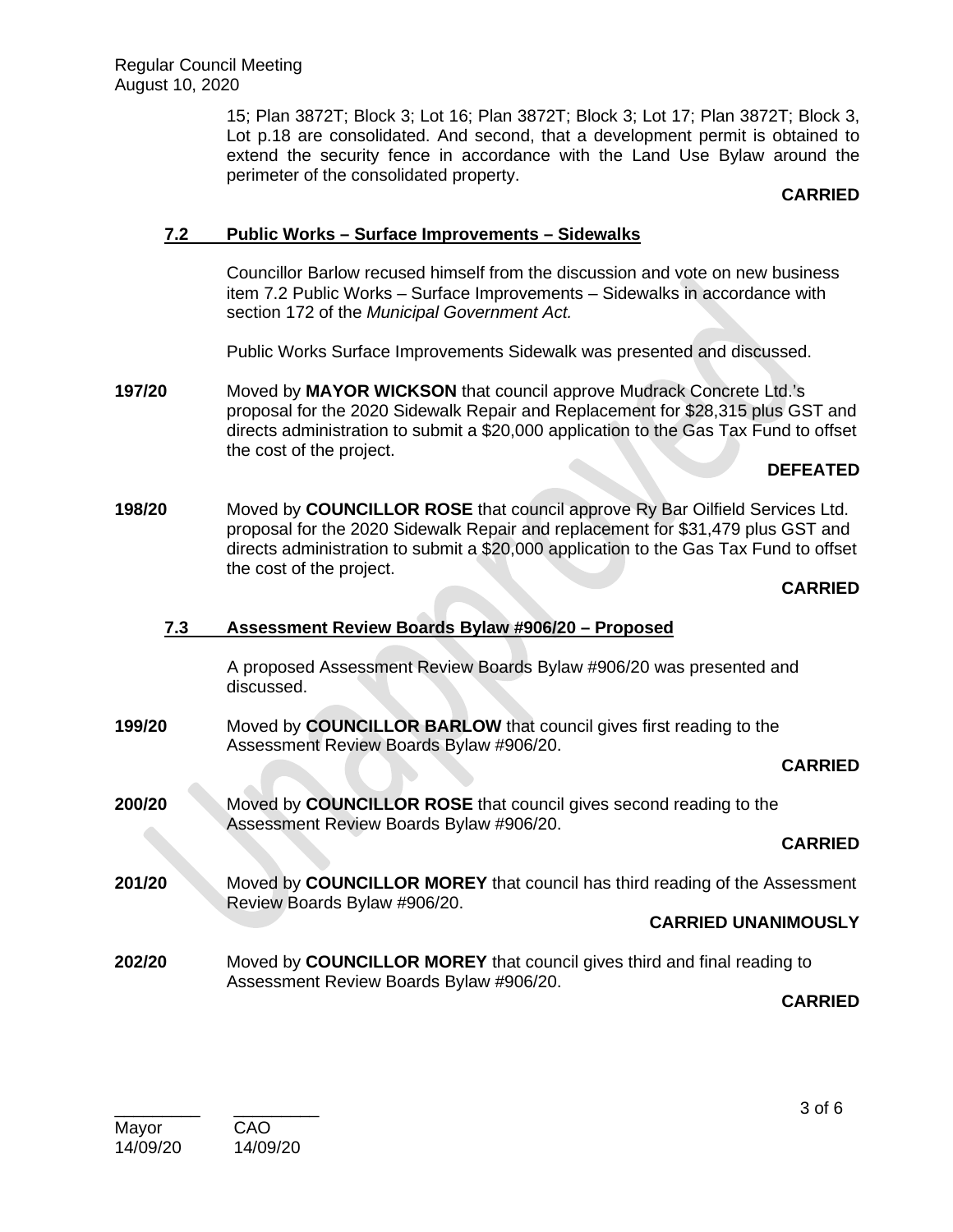15; Plan 3872T; Block 3; Lot 16; Plan 3872T; Block 3; Lot 17; Plan 3872T; Block 3, Lot p.18 are consolidated. And second, that a development permit is obtained to extend the security fence in accordance with the Land Use Bylaw around the perimeter of the consolidated property.

**CARRIED**

### 7.2 Public Works – Surface Improvements – Sidewalks

Councillor Barlow recused himself from the discussion and vote on new business item 7.2 Public Works – Surface Improvements – Sidewalks in accordance with section 172 of the *Municipal Government Act.*

Public Works Surface Improvements Sidewalk was presented and discussed.

**197/20** Moved by **MAYOR WICKSON** that council approve Mudrack Concrete Ltd.'s proposal for the 2020 Sidewalk Repair and Replacement for $28,315 plus GST and directs administration to submit a $20,000 application to the Gas Tax Fund to offset the cost of the project.

**DEFEATED**

**198/20** Moved by **COUNCILLOR ROSE** that council approve Ry Bar Oilfield Services Ltd. proposal for the 2020 Sidewalk Repair and replacement for $31,479 plus GST and directs administration to submit a $20,000 application to the Gas Tax Fund to offset the cost of the project.

**CARRIED**

### 7.3 Assessment Review Boards Bylaw #906/20 – Proposed

A proposed Assessment Review Boards Bylaw #906/20 was presented and discussed.

**199/20** Moved by **COUNCILLOR BARLOW** that council gives first reading to the Assessment Review Boards Bylaw #906/20.

**CARRIED**

**200/20** Moved by **COUNCILLOR ROSE** that council gives second reading to the Assessment Review Boards Bylaw #906/20.

**CARRIED**

**201/20** Moved by **COUNCILLOR MOREY** that council has third reading of the Assessment Review Boards Bylaw #906/20.

**CARRIED UNANIMOUSLY**

**202/20** Moved by **COUNCILLOR MOREY** that council gives third and final reading to Assessment Review Boards Bylaw #906/20.

**CARRIED**

\_\_\_\_\_\_\_\_\_ \_\_\_\_\_\_\_\_\_
Mayor CAO
14/09/20 14/09/20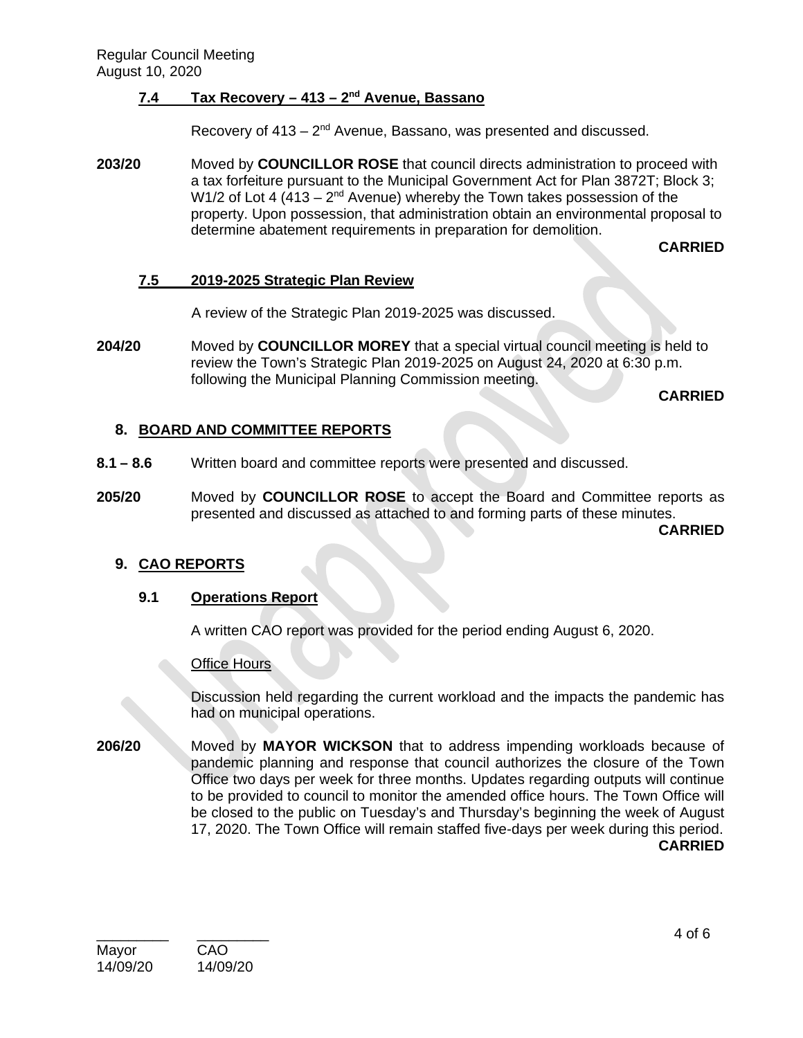### 7.4 Tax Recovery – 413 – 2nd Avenue, Bassano

Recovery of 413 – 2nd Avenue, Bassano, was presented and discussed.

**203/20** Moved by **COUNCILLOR ROSE** that council directs administration to proceed with a tax forfeiture pursuant to the Municipal Government Act for Plan 3872T; Block 3; W1/2 of Lot 4 (413 – 2nd Avenue) whereby the Town takes possession of the property. Upon possession, that administration obtain an environmental proposal to determine abatement requirements in preparation for demolition.

**CARRIED**

### 7.5 2019-2025 Strategic Plan Review

A review of the Strategic Plan 2019-2025 was discussed.

**204/20** Moved by **COUNCILLOR MOREY** that a special virtual council meeting is held to review the Town's Strategic Plan 2019-2025 on August 24, 2020 at 6:30 p.m. following the Municipal Planning Commission meeting.

**CARRIED**

## 8. BOARD AND COMMITTEE REPORTS

**8.1 – 8.6** Written board and committee reports were presented and discussed.

**205/20** Moved by **COUNCILLOR ROSE** to accept the Board and Committee reports as presented and discussed as attached to and forming parts of these minutes.

**CARRIED**

## 9. CAO REPORTS

### 9.1 Operations Report

A written CAO report was provided for the period ending August 6, 2020.

Office Hours

Discussion held regarding the current workload and the impacts the pandemic has had on municipal operations.

**206/20** Moved by **MAYOR WICKSON** that to address impending workloads because of pandemic planning and response that council authorizes the closure of the Town Office two days per week for three months. Updates regarding outputs will continue to be provided to council to monitor the amended office hours. The Town Office will be closed to the public on Tuesday's and Thursday's beginning the week of August 17, 2020. The Town Office will remain staffed five-days per week during this period.

**CARRIED**

| _________ | _________ |
|---|---|
| Mayor | CAO |
| 14/09/20 | 14/09/20 |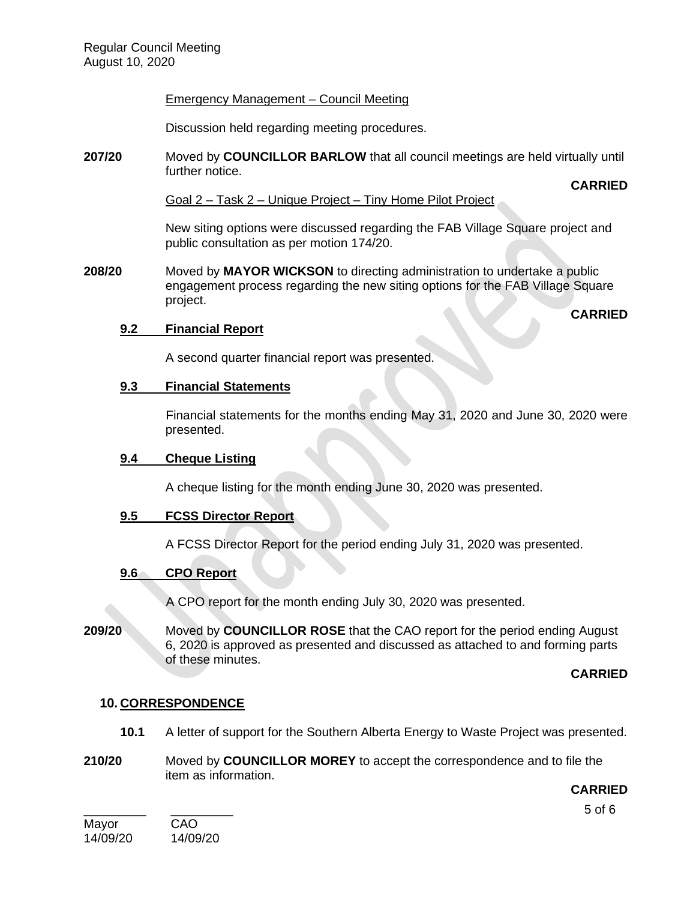Emergency Management – Council Meeting

Discussion held regarding meeting procedures.

**207/20** Moved by **COUNCILLOR BARLOW** that all council meetings are held virtually until further notice.

**CARRIED**

Goal 2 – Task 2 – Unique Project – Tiny Home Pilot Project

New siting options were discussed regarding the FAB Village Square project and public consultation as per motion 174/20.

**208/20** Moved by **MAYOR WICKSON** to directing administration to undertake a public engagement process regarding the new siting options for the FAB Village Square project.

**CARRIED**

### 9.2 Financial Report

A second quarter financial report was presented.

### 9.3 Financial Statements

Financial statements for the months ending May 31, 2020 and June 30, 2020 were presented.

### 9.4 Cheque Listing

A cheque listing for the month ending June 30, 2020 was presented.

### 9.5 FCSS Director Report

A FCSS Director Report for the period ending July 31, 2020 was presented.

### 9.6 CPO Report

A CPO report for the month ending July 30, 2020 was presented.

**209/20** Moved by **COUNCILLOR ROSE** that the CAO report for the period ending August 6, 2020 is approved as presented and discussed as attached to and forming parts of these minutes.

**CARRIED**

## 10. CORRESPONDENCE

**10.1** A letter of support for the Southern Alberta Energy to Waste Project was presented.

**210/20** Moved by **COUNCILLOR MOREY** to accept the correspondence and to file the item as information.

**CARRIED**

_________ _________
Mayor CAO
14/09/20 14/09/20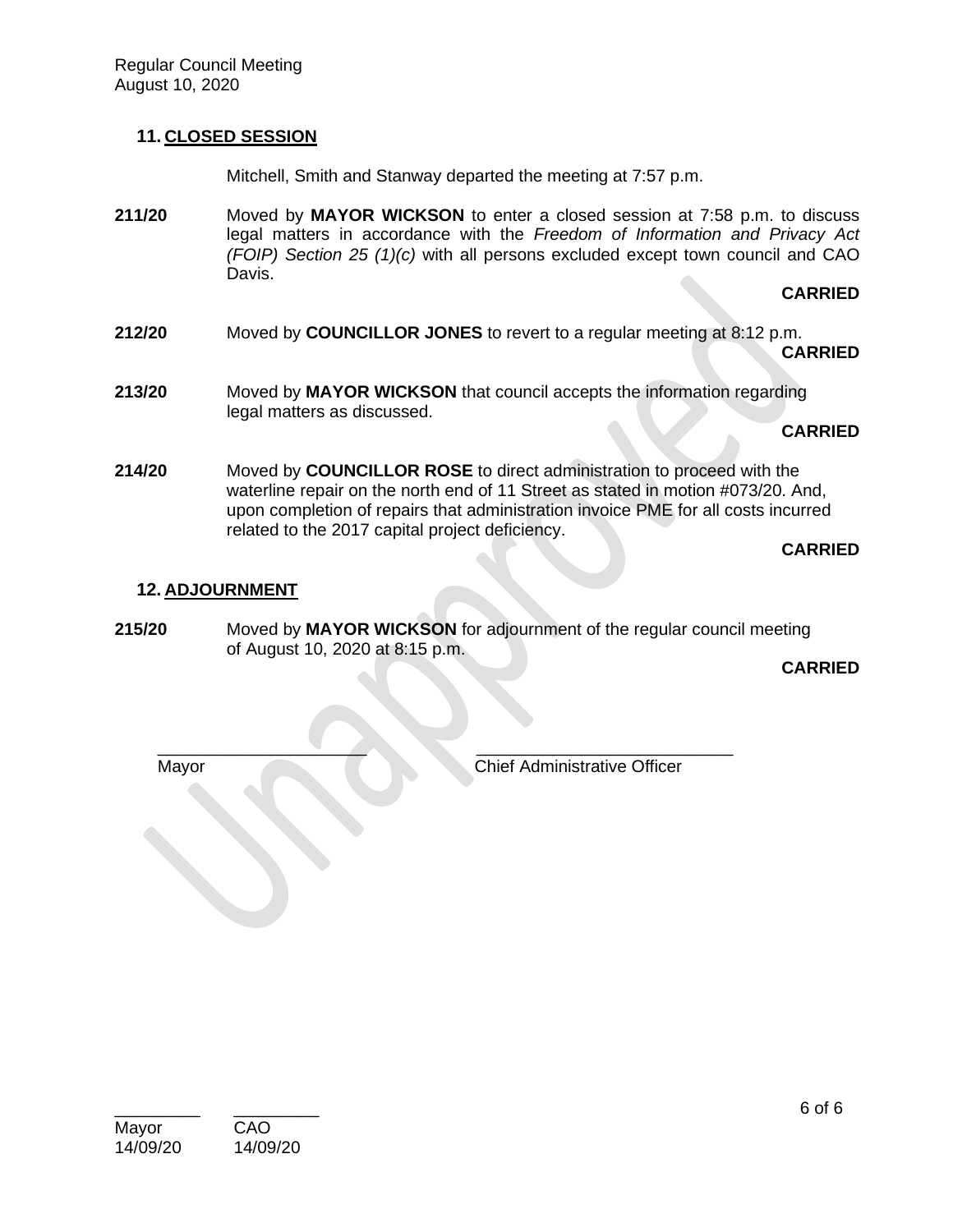## 11. CLOSED SESSION

Mitchell, Smith and Stanway departed the meeting at 7:57 p.m.

**211/20** Moved by **MAYOR WICKSON** to enter a closed session at 7:58 p.m. to discuss legal matters in accordance with the *Freedom of Information and Privacy Act (FOIP) Section 25 (1)(c)* with all persons excluded except town council and CAO Davis.

**CARRIED**

**212/20** Moved by **COUNCILLOR JONES** to revert to a regular meeting at 8:12 p.m.

**CARRIED**

**213/20** Moved by **MAYOR WICKSON** that council accepts the information regarding legal matters as discussed.

**CARRIED**

**214/20** Moved by **COUNCILLOR ROSE** to direct administration to proceed with the waterline repair on the north end of 11 Street as stated in motion #073/20. And, upon completion of repairs that administration invoice PME for all costs incurred related to the 2017 capital project deficiency.

**CARRIED**

## 12. ADJOURNMENT

**215/20** Moved by **MAYOR WICKSON** for adjournment of the regular council meeting of August 10, 2020 at 8:15 p.m.

**CARRIED**

_______________________ ____________________________
Mayor Chief Administrative Officer

Unapproved

_________ _________
Mayor CAO
14/09/20 14/09/20